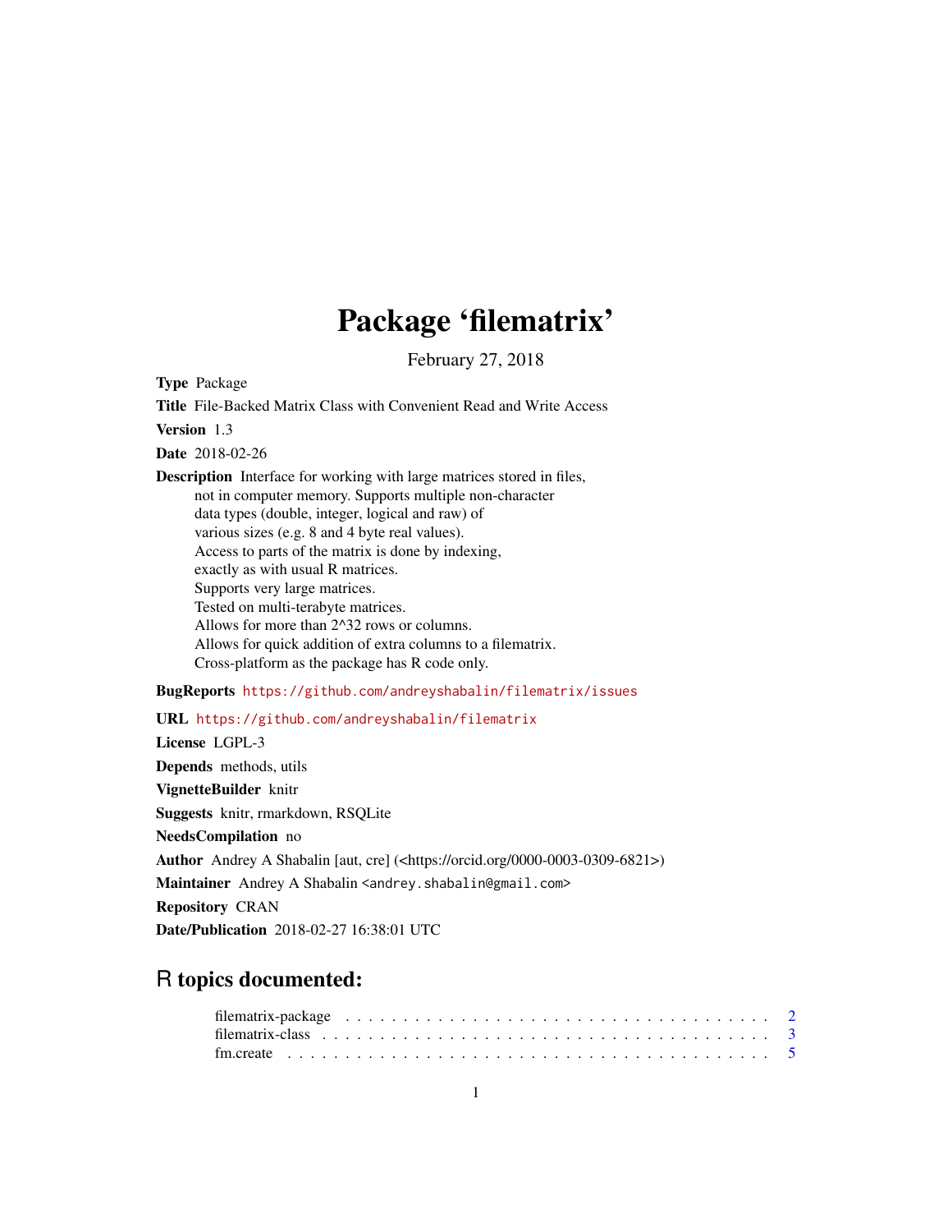# Package 'filematrix'

February 27, 2018

**Type** Package

**Title** File-Backed Matrix Class with Convenient Read and Write Access

**Version** 1.3

**Date** 2018-02-26

**Description** Interface for working with large matrices stored in files,
not in computer memory. Supports multiple non-character
data types (double, integer, logical and raw) of
various sizes (e.g. 8 and 4 byte real values).
Access to parts of the matrix is done by indexing,
exactly as with usual R matrices.
Supports very large matrices.
Tested on multi-terabyte matrices.
Allows for more than 2^32 rows or columns.
Allows for quick addition of extra columns to a filematrix.
Cross-platform as the package has R code only.

**BugReports** https://github.com/andreyshabalin/filematrix/issues

**URL** https://github.com/andreyshabalin/filematrix

**License** LGPL-3

**Depends** methods, utils

**VignetteBuilder** knitr

**Suggests** knitr, rmarkdown, RSQLite

**NeedsCompilation** no

**Author** Andrey A Shabalin [aut, cre] (<https://orcid.org/0000-0003-0309-6821>)

**Maintainer** Andrey A Shabalin <andrey.shabalin@gmail.com>

**Repository** CRAN

**Date/Publication** 2018-02-27 16:38:01 UTC

## R topics documented:

- filematrix-package . . . . . . . . . . . . . . . . . . . . . . . . . . . . . . . . . . . 2
- filematrix-class . . . . . . . . . . . . . . . . . . . . . . . . . . . . . . . . . . . . . 3
- fm.create . . . . . . . . . . . . . . . . . . . . . . . . . . . . . . . . . . . . . . . . 5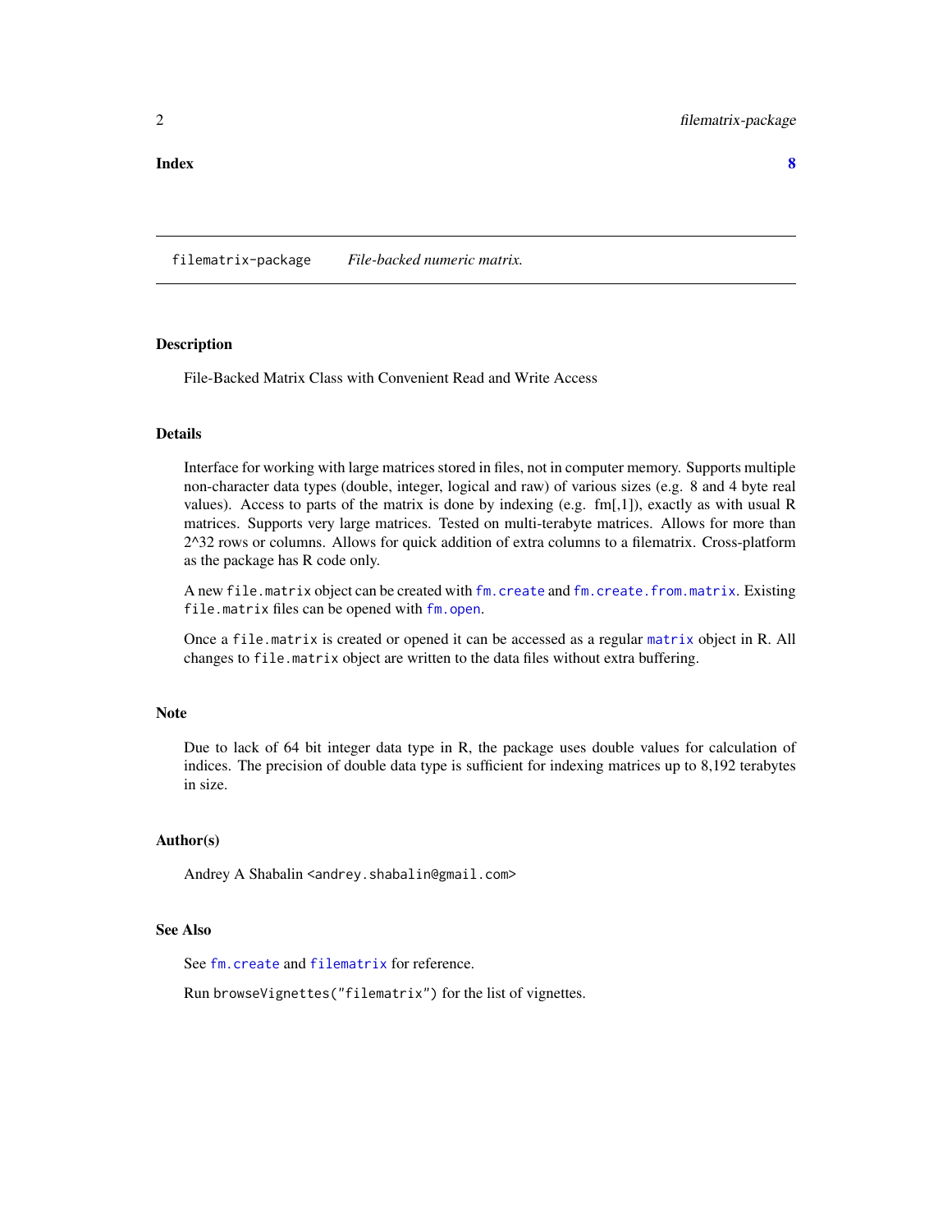**Index** **8**

---

filematrix-package *File-backed numeric matrix.*

---

### Description

File-Backed Matrix Class with Convenient Read and Write Access

### Details

Interface for working with large matrices stored in files, not in computer memory. Supports multiple non-character data types (double, integer, logical and raw) of various sizes (e.g. 8 and 4 byte real values). Access to parts of the matrix is done by indexing (e.g. fm[,1]), exactly as with usual R matrices. Supports very large matrices. Tested on multi-terabyte matrices. Allows for more than 2^32 rows or columns. Allows for quick addition of extra columns to a filematrix. Cross-platform as the package has R code only.

A new `file.matrix` object can be created with `fm.create` and `fm.create.from.matrix`. Existing `file.matrix` files can be opened with `fm.open`.

Once a `file.matrix` is created or opened it can be accessed as a regular `matrix` object in R. All changes to `file.matrix` object are written to the data files without extra buffering.

### Note

Due to lack of 64 bit integer data type in R, the package uses double values for calculation of indices. The precision of double data type is sufficient for indexing matrices up to 8,192 terabytes in size.

### Author(s)

Andrey A Shabalin <`andrey.shabalin@gmail.com`>

### See Also

See `fm.create` and `filematrix` for reference.

Run `browseVignettes("filematrix")` for the list of vignettes.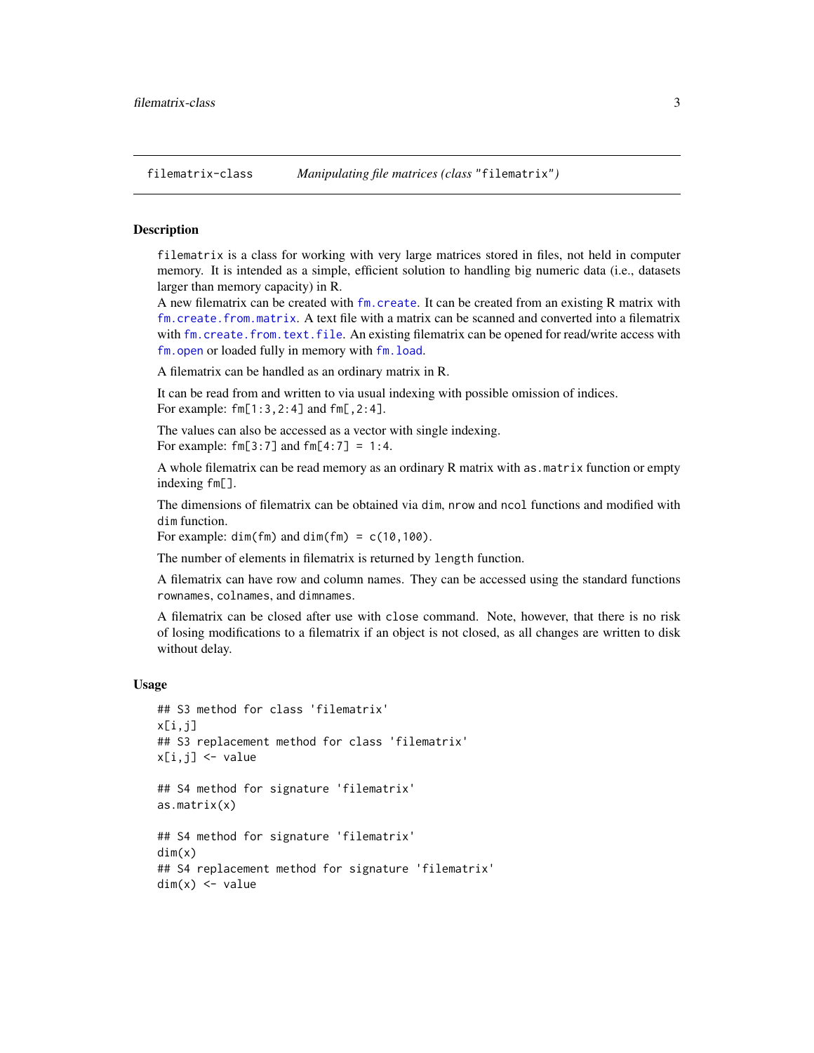filematrix-class *Manipulating file matrices (class "filematrix")*

### Description

`filematrix` is a class for working with very large matrices stored in files, not held in computer memory. It is intended as a simple, efficient solution to handling big numeric data (i.e., datasets larger than memory capacity) in R.

A new filematrix can be created with `fm.create`. It can be created from an existing R matrix with `fm.create.from.matrix`. A text file with a matrix can be scanned and converted into a filematrix with `fm.create.from.text.file`. An existing filematrix can be opened for read/write access with `fm.open` or loaded fully in memory with `fm.load`.

A filematrix can be handled as an ordinary matrix in R.

It can be read from and written to via usual indexing with possible omission of indices.
For example: `fm[1:3,2:4]` and `fm[,2:4]`.

The values can also be accessed as a vector with single indexing.
For example: `fm[3:7]` and `fm[4:7] = 1:4`.

A whole filematrix can be read memory as an ordinary R matrix with `as.matrix` function or empty indexing `fm[]`.

The dimensions of filematrix can be obtained via `dim`, `nrow` and `ncol` functions and modified with `dim` function.
For example: `dim(fm)` and `dim(fm) = c(10,100)`.

The number of elements in filematrix is returned by `length` function.

A filematrix can have row and column names. They can be accessed using the standard functions `rownames`, `colnames`, and `dimnames`.

A filematrix can be closed after use with `close` command. Note, however, that there is no risk of losing modifications to a filematrix if an object is not closed, as all changes are written to disk without delay.

### Usage

```
## S3 method for class 'filematrix'
x[i,j]
## S3 replacement method for class 'filematrix'
x[i,j] <- value

## S4 method for signature 'filematrix'
as.matrix(x)

## S4 method for signature 'filematrix'
dim(x)
## S4 replacement method for signature 'filematrix'
dim(x) <- value
```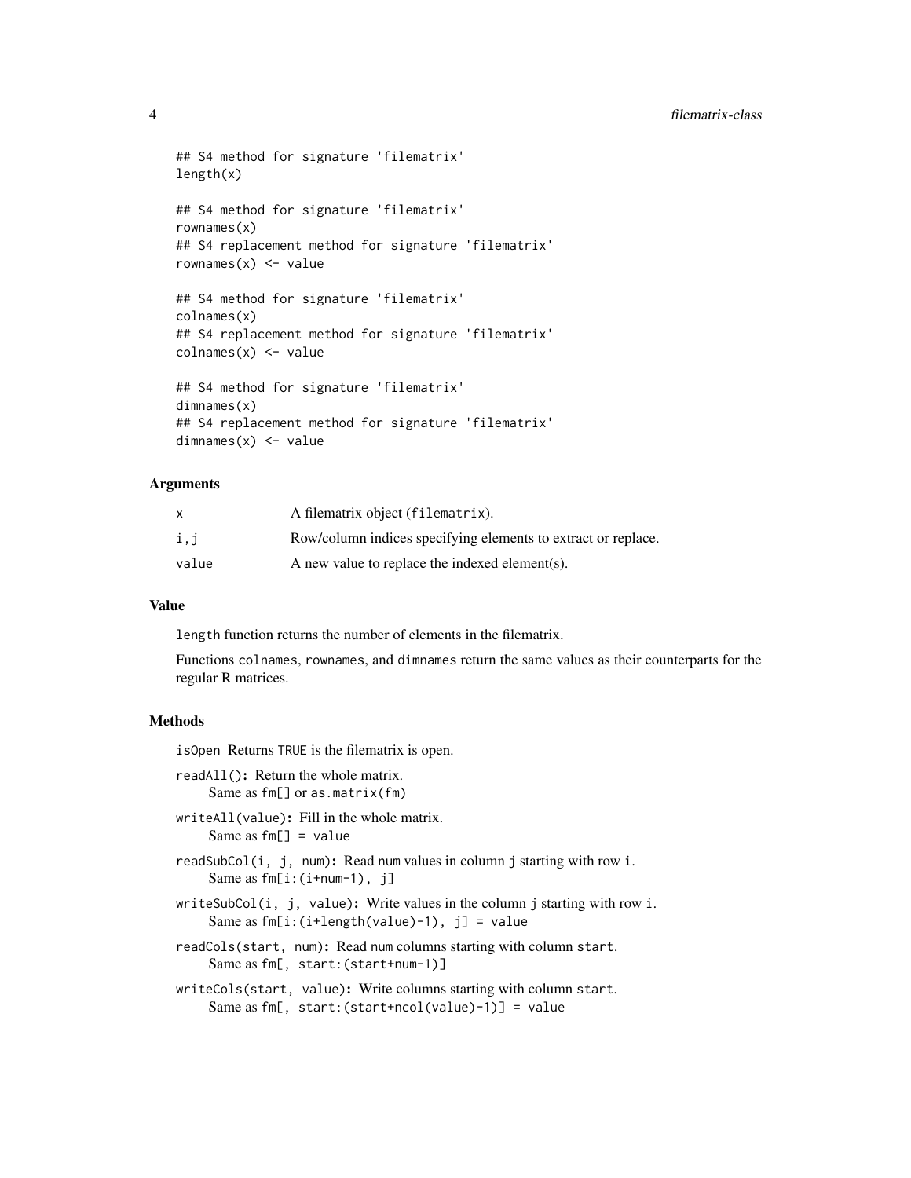```
## S4 method for signature 'filematrix'
length(x)

## S4 method for signature 'filematrix'
rownames(x)
## S4 replacement method for signature 'filematrix'
rownames(x) <- value

## S4 method for signature 'filematrix'
colnames(x)
## S4 replacement method for signature 'filematrix'
colnames(x) <- value

## S4 method for signature 'filematrix'
dimnames(x)
## S4 replacement method for signature 'filematrix'
dimnames(x) <- value
```

### Arguments

| | |
|---|---|
| `x` | A filematrix object (`filematrix`). |
| `i,j` | Row/column indices specifying elements to extract or replace. |
| `value` | A new value to replace the indexed element(s). |

### Value

`length` function returns the number of elements in the filematrix.

Functions `colnames`, `rownames`, and `dimnames` return the same values as their counterparts for the regular R matrices.

### Methods

`isOpen` Returns `TRUE` is the filematrix is open.

**`readAll()`:** Return the whole matrix.
Same as `fm[]` or `as.matrix(fm)`

**`writeAll(value)`:** Fill in the whole matrix.
Same as `fm[] = value`

**`readSubCol(i, j, num)`:** Read `num` values in column `j` starting with row `i`.
Same as `fm[i:(i+num-1), j]`

**`writeSubCol(i, j, value)`:** Write values in the column `j` starting with row `i`.
Same as `fm[i:(i+length(value)-1), j] = value`

**`readCols(start, num)`:** Read `num` columns starting with column `start`.
Same as `fm[, start:(start+num-1)]`

**`writeCols(start, value)`:** Write columns starting with column `start`.
Same as `fm[, start:(start+ncol(value)-1)] = value`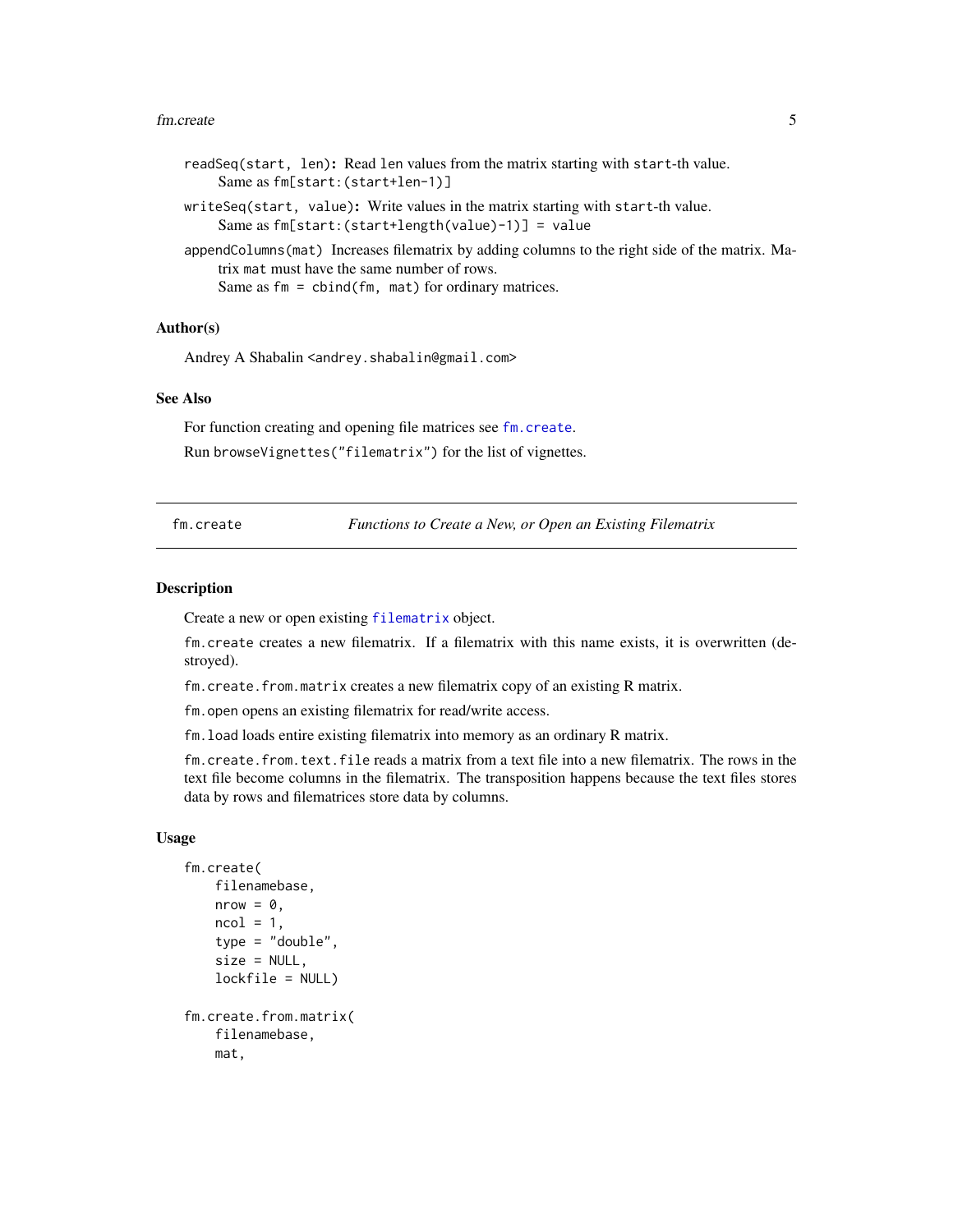`readSeq(start, len)`: Read `len` values from the matrix starting with `start`-th value.
Same as `fm[start:(start+len-1)]`

`writeSeq(start, value)`: Write values in the matrix starting with `start`-th value.
Same as `fm[start:(start+length(value)-1)] = value`

`appendColumns(mat)` Increases filematrix by adding columns to the right side of the matrix. Matrix `mat` must have the same number of rows.
Same as `fm = cbind(fm, mat)` for ordinary matrices.

### Author(s)

Andrey A Shabalin <andrey.shabalin@gmail.com>

### See Also

For function creating and opening file matrices see `fm.create`.

Run `browseVignettes("filematrix")` for the list of vignettes.

---

## fm.create — *Functions to Create a New, or Open an Existing Filematrix*

### Description

Create a new or open existing `filematrix` object.

`fm.create` creates a new filematrix. If a filematrix with this name exists, it is overwritten (destroyed).

`fm.create.from.matrix` creates a new filematrix copy of an existing R matrix.

`fm.open` opens an existing filematrix for read/write access.

`fm.load` loads entire existing filematrix into memory as an ordinary R matrix.

`fm.create.from.text.file` reads a matrix from a text file into a new filematrix. The rows in the text file become columns in the filematrix. The transposition happens because the text files stores data by rows and filematrices store data by columns.

### Usage

```
fm.create(
    filenamebase,
    nrow = 0,
    ncol = 1,
    type = "double",
    size = NULL,
    lockfile = NULL)

fm.create.from.matrix(
    filenamebase,
    mat,
```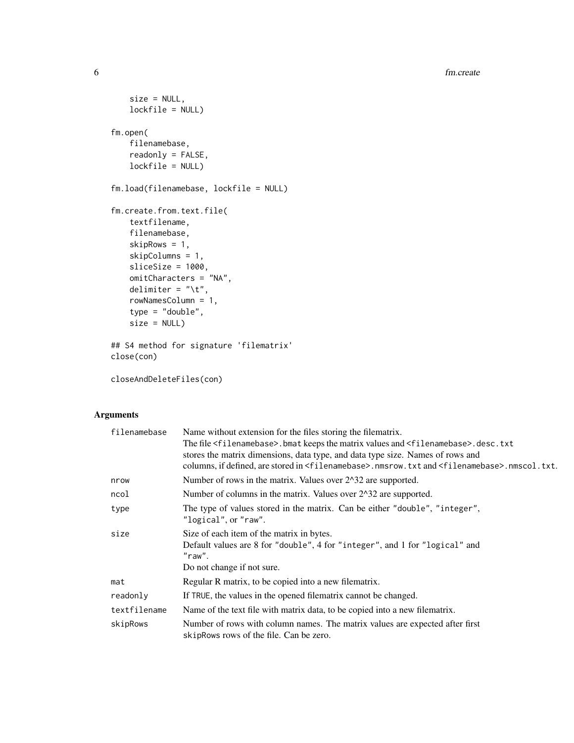```
    size = NULL,
    lockfile = NULL)

fm.open(
    filenamebase,
    readonly = FALSE,
    lockfile = NULL)

fm.load(filenamebase, lockfile = NULL)

fm.create.from.text.file(
    textfilename,
    filenamebase,
    skipRows = 1,
    skipColumns = 1,
    sliceSize = 1000,
    omitCharacters = "NA",
    delimiter = "\t",
    rowNamesColumn = 1,
    type = "double",
    size = NULL)

## S4 method for signature 'filematrix'
close(con)

closeAndDeleteFiles(con)
```

## Arguments

| Argument | Description |
|---|---|
| `filenamebase` | Name without extension for the files storing the filematrix. The file `<filenamebase>.bmat` keeps the matrix values and `<filenamebase>.desc.txt` stores the matrix dimensions, data type, and data type size. Names of rows and columns, if defined, are stored in `<filenamebase>.nmsrow.txt` and `<filenamebase>.nmscol.txt`. |
| `nrow` | Number of rows in the matrix. Values over 2^32 are supported. |
| `ncol` | Number of columns in the matrix. Values over 2^32 are supported. |
| `type` | The type of values stored in the matrix. Can be either `"double"`, `"integer"`, `"logical"`, or `"raw"`. |
| `size` | Size of each item of the matrix in bytes. Default values are 8 for `"double"`, 4 for `"integer"`, and 1 for `"logical"` and `"raw"`. Do not change if not sure. |
| `mat` | Regular R matrix, to be copied into a new filematrix. |
| `readonly` | If `TRUE`, the values in the opened filematrix cannot be changed. |
| `textfilename` | Name of the text file with matrix data, to be copied into a new filematrix. |
| `skipRows` | Number of rows with column names. The matrix values are expected after first `skipRows` rows of the file. Can be zero. |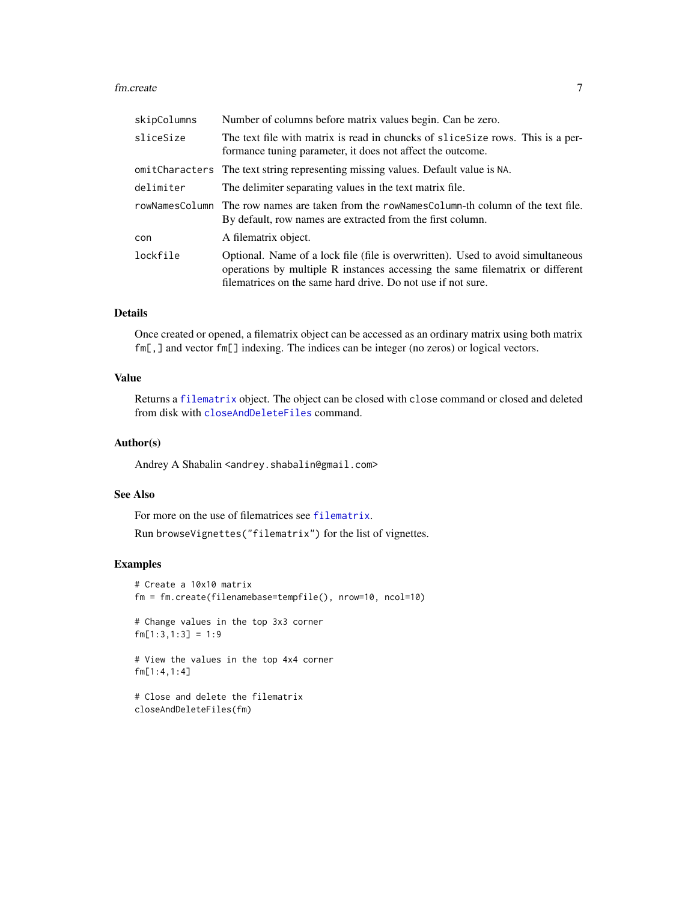| | |
|---|---|
| `skipColumns` | Number of columns before matrix values begin. Can be zero. |
| `sliceSize` | The text file with matrix is read in chuncks of `sliceSize` rows. This is a performance tuning parameter, it does not affect the outcome. |
| `omitCharacters` | The text string representing missing values. Default value is `NA`. |
| `delimiter` | The delimiter separating values in the text matrix file. |
| `rowNamesColumn` | The row names are taken from the `rowNamesColumn`-th column of the text file. By default, row names are extracted from the first column. |
| `con` | A filematrix object. |
| `lockfile` | Optional. Name of a lock file (file is overwritten). Used to avoid simultaneous operations by multiple R instances accessing the same filematrix or different filematrices on the same hard drive. Do not use if not sure. |

## Details

Once created or opened, a filematrix object can be accessed as an ordinary matrix using both matrix `fm[,]` and vector `fm[]` indexing. The indices can be integer (no zeros) or logical vectors.

## Value

Returns a `filematrix` object. The object can be closed with `close` command or closed and deleted from disk with `closeAndDeleteFiles` command.

## Author(s)

Andrey A Shabalin `<andrey.shabalin@gmail.com>`

## See Also

For more on the use of filematrices see `filematrix`.

Run `browseVignettes("filematrix")` for the list of vignettes.

## Examples

```
# Create a 10x10 matrix
fm = fm.create(filenamebase=tempfile(), nrow=10, ncol=10)

# Change values in the top 3x3 corner
fm[1:3,1:3] = 1:9

# View the values in the top 4x4 corner
fm[1:4,1:4]

# Close and delete the filematrix
closeAndDeleteFiles(fm)
```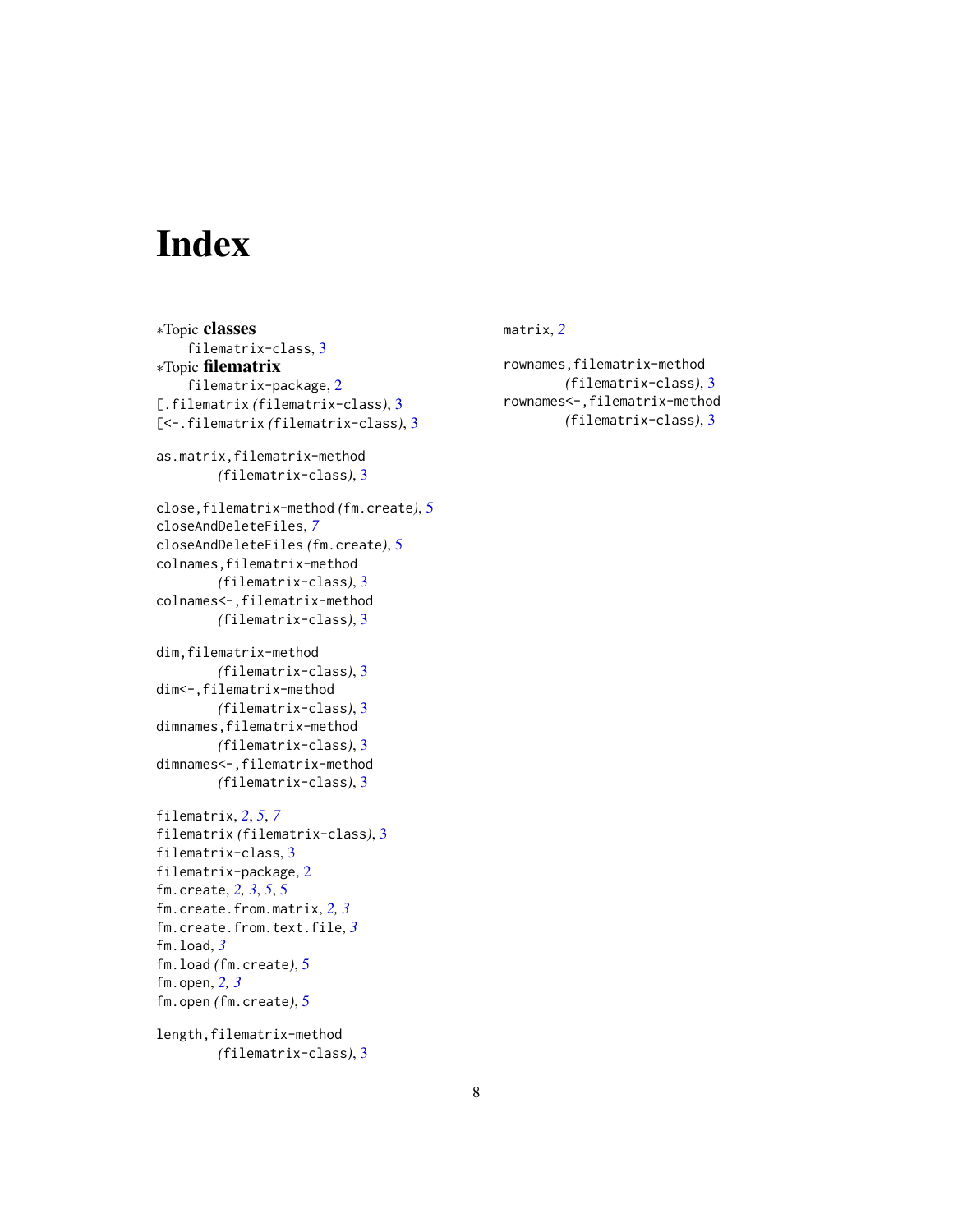# Index

*Topic **classes**
    filematrix-class, 3
*Topic **filematrix**
    filematrix-package, 2
[.filematrix (filematrix-class), 3
[<-.filematrix (filematrix-class), 3

as.matrix,filematrix-method
        (filematrix-class), 3

close,filematrix-method (fm.create), 5
closeAndDeleteFiles, *7*
closeAndDeleteFiles (fm.create), 5
colnames,filematrix-method
        (filematrix-class), 3
colnames<-,filematrix-method
        (filematrix-class), 3

dim,filematrix-method
        (filematrix-class), 3
dim<-,filematrix-method
        (filematrix-class), 3
dimnames,filematrix-method
        (filematrix-class), 3
dimnames<-,filematrix-method
        (filematrix-class), 3

filematrix, *2*, *5*, *7*
filematrix (filematrix-class), 3
filematrix-class, 3
filematrix-package, 2
fm.create, *2, 3*, *5*, 5
fm.create.from.matrix, *2, 3*
fm.create.from.text.file, *3*
fm.load, *3*
fm.load (fm.create), 5
fm.open, *2, 3*
fm.open (fm.create), 5

length,filematrix-method
        (filematrix-class), 3

matrix, *2*

rownames,filematrix-method
        (filematrix-class), 3
rownames<-,filematrix-method
        (filematrix-class), 3